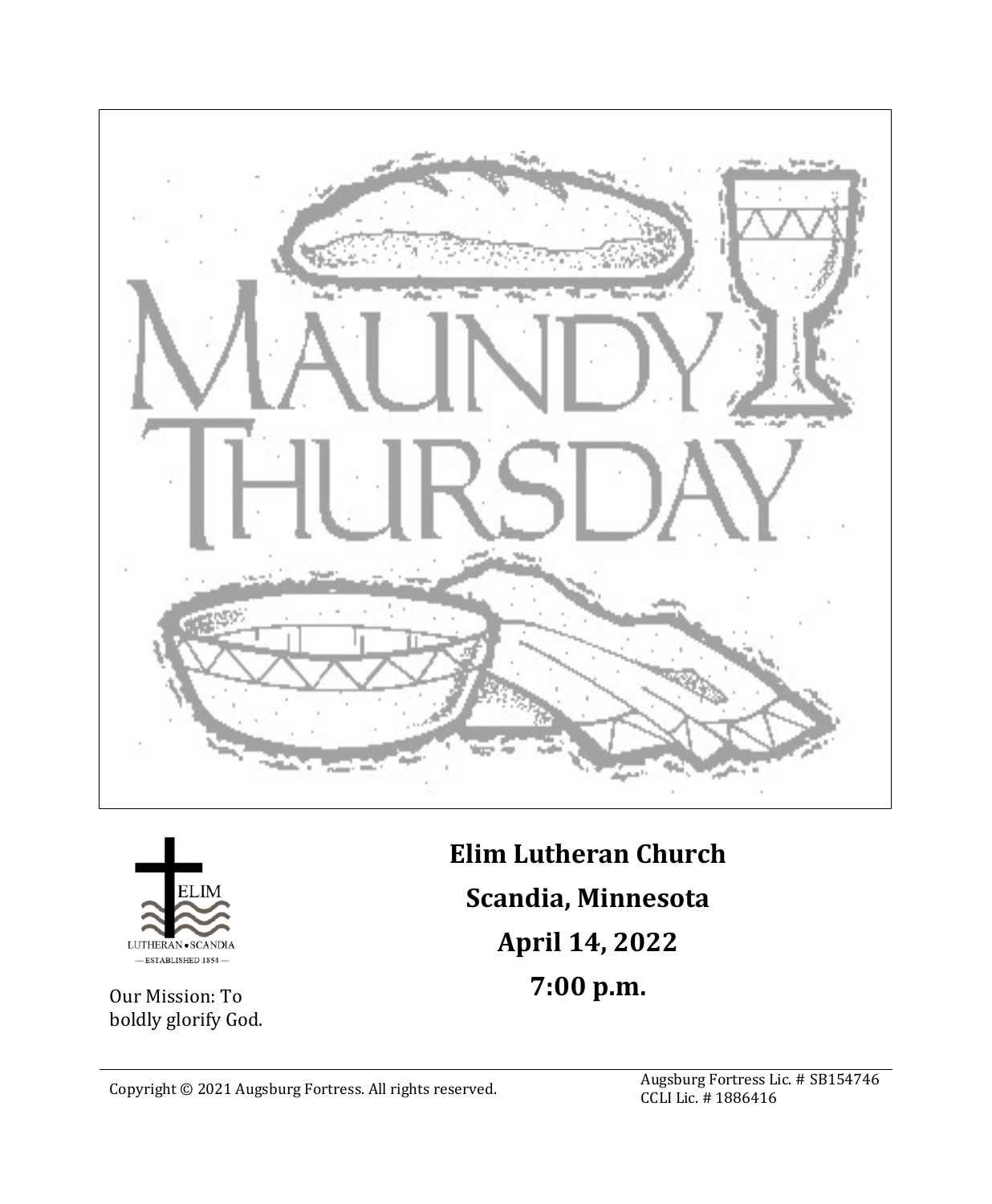# MAUNDY THURSDAY

ELIM
LUTHERAN • SCANDIA
— ESTABLISHED 1854 —

Our Mission: To boldly glorify God.

**Elim Lutheran Church**

**Scandia, Minnesota**

**April 14, 2022**

**7:00 p.m.**

Copyright © 2021 Augsburg Fortress. All rights reserved.

Augsburg Fortress Lic. # SB154746
CCLI Lic. # 1886416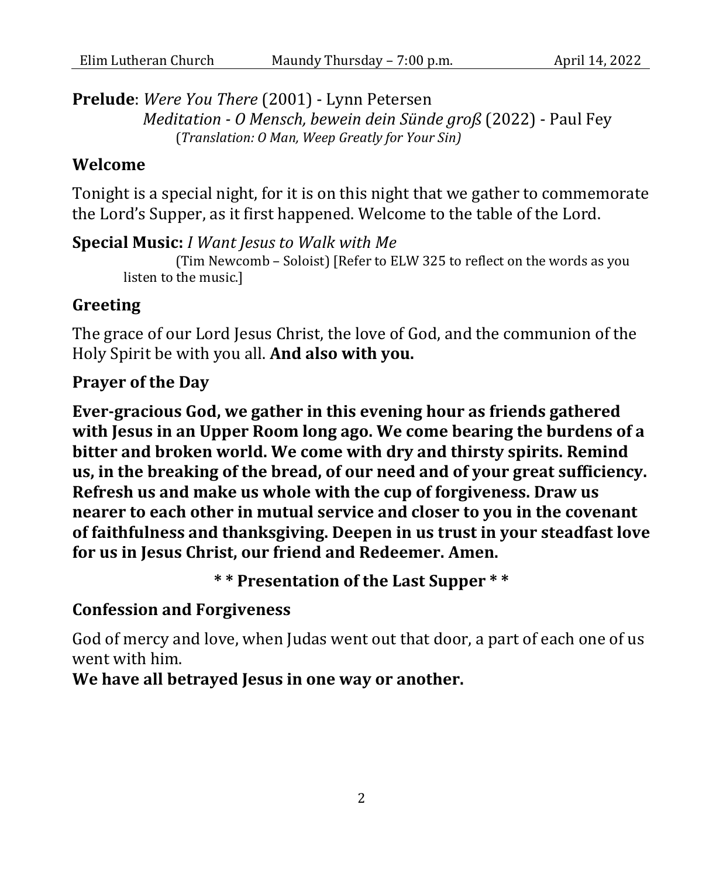**Prelude**: *Were You There* (2001) - Lynn Petersen
*Meditation - O Mensch, bewein dein Sünde groß* (2022) - Paul Fey
(*Translation: O Man, Weep Greatly for Your Sin)*

**Welcome**

Tonight is a special night, for it is on this night that we gather to commemorate the Lord's Supper, as it first happened. Welcome to the table of the Lord.

**Special Music:** *I Want Jesus to Walk with Me*
(Tim Newcomb – Soloist) [Refer to ELW 325 to reflect on the words as you listen to the music.]

**Greeting**

The grace of our Lord Jesus Christ, the love of God, and the communion of the Holy Spirit be with you all. **And also with you.**

**Prayer of the Day**

**Ever-gracious God, we gather in this evening hour as friends gathered with Jesus in an Upper Room long ago. We come bearing the burdens of a bitter and broken world. We come with dry and thirsty spirits. Remind us, in the breaking of the bread, of our need and of your great sufficiency. Refresh us and make us whole with the cup of forgiveness. Draw us nearer to each other in mutual service and closer to you in the covenant of faithfulness and thanksgiving. Deepen in us trust in your steadfast love for us in Jesus Christ, our friend and Redeemer. Amen.**

**\* \* Presentation of the Last Supper \* \***

**Confession and Forgiveness**

God of mercy and love, when Judas went out that door, a part of each one of us went with him.
**We have all betrayed Jesus in one way or another.**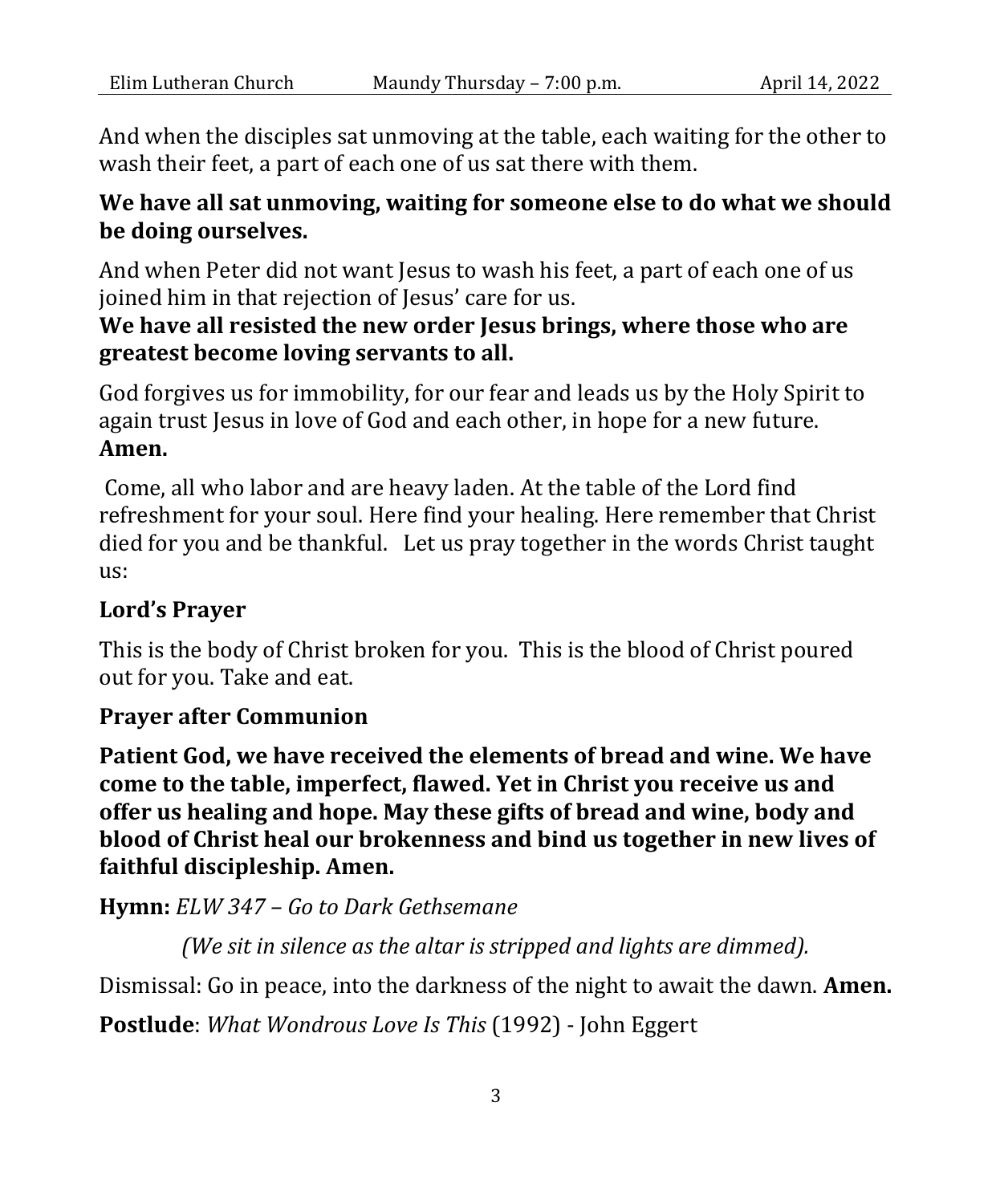And when the disciples sat unmoving at the table, each waiting for the other to wash their feet, a part of each one of us sat there with them.

**We have all sat unmoving, waiting for someone else to do what we should be doing ourselves.**

And when Peter did not want Jesus to wash his feet, a part of each one of us joined him in that rejection of Jesus' care for us.

**We have all resisted the new order Jesus brings, where those who are greatest become loving servants to all.**

God forgives us for immobility, for our fear and leads us by the Holy Spirit to again trust Jesus in love of God and each other, in hope for a new future. **Amen.**

Come, all who labor and are heavy laden. At the table of the Lord find refreshment for your soul. Here find your healing. Here remember that Christ died for you and be thankful. Let us pray together in the words Christ taught us:

**Lord's Prayer**

This is the body of Christ broken for you. This is the blood of Christ poured out for you. Take and eat.

**Prayer after Communion**

**Patient God, we have received the elements of bread and wine. We have come to the table, imperfect, flawed. Yet in Christ you receive us and offer us healing and hope. May these gifts of bread and wine, body and blood of Christ heal our brokenness and bind us together in new lives of faithful discipleship. Amen.**

**Hymn:** *ELW 347 – Go to Dark Gethsemane*

*(We sit in silence as the altar is stripped and lights are dimmed).*

Dismissal: Go in peace, into the darkness of the night to await the dawn. **Amen.**

**Postlude**: *What Wondrous Love Is This* (1992) - John Eggert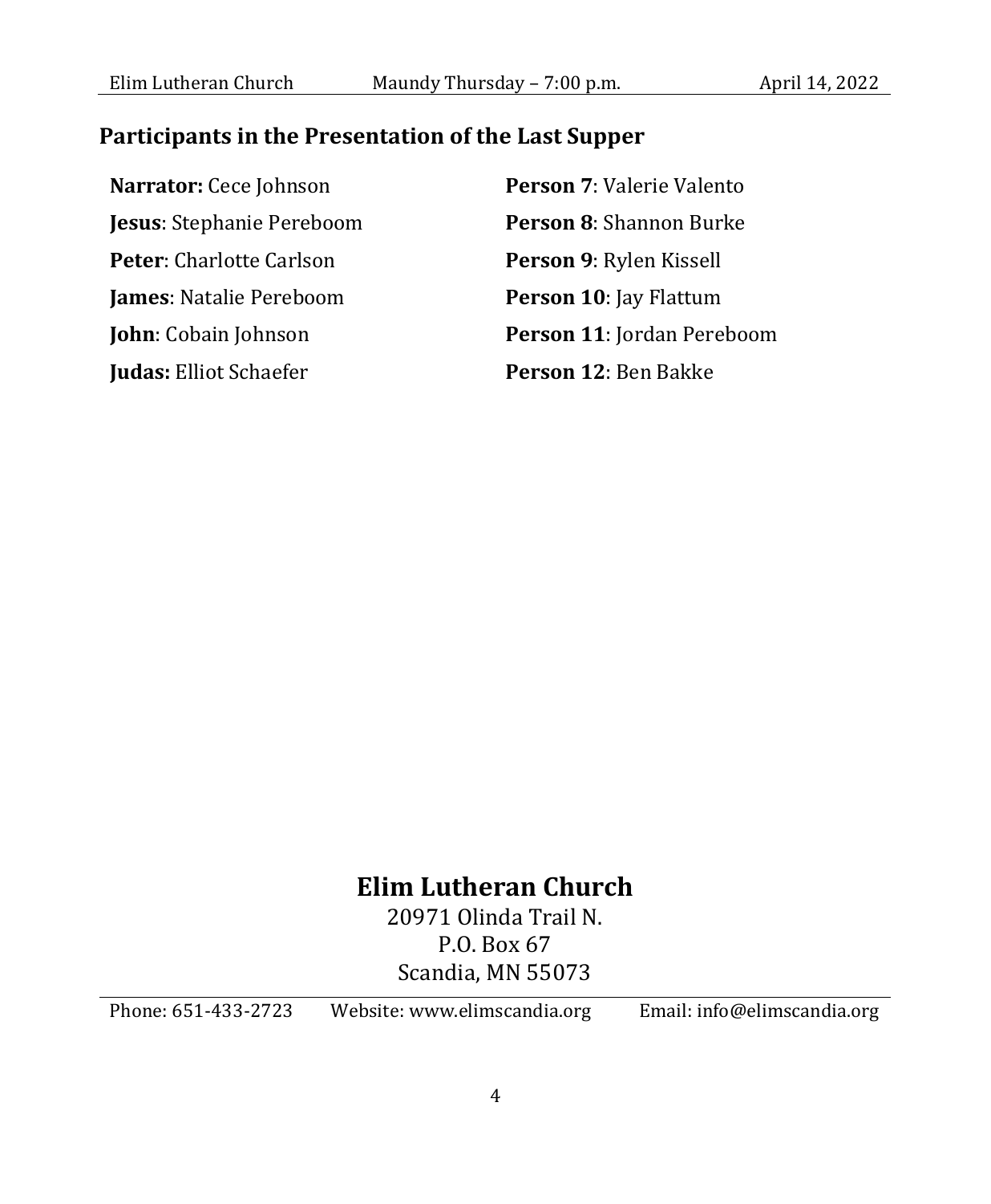## Participants in the Presentation of the Last Supper

**Narrator:** Cece Johnson

**Jesus**: Stephanie Pereboom

**Peter**: Charlotte Carlson

**James**: Natalie Pereboom

**John**: Cobain Johnson

**Judas:** Elliot Schaefer

**Person 7**: Valerie Valento

**Person 8**: Shannon Burke

**Person 9**: Rylen Kissell

**Person 10**: Jay Flattum

**Person 11**: Jordan Pereboom

**Person 12**: Ben Bakke

## Elim Lutheran Church

20971 Olinda Trail N.
P.O. Box 67
Scandia, MN 55073

Phone: 651-433-2723 Website: www.elimscandia.org Email: info@elimscandia.org